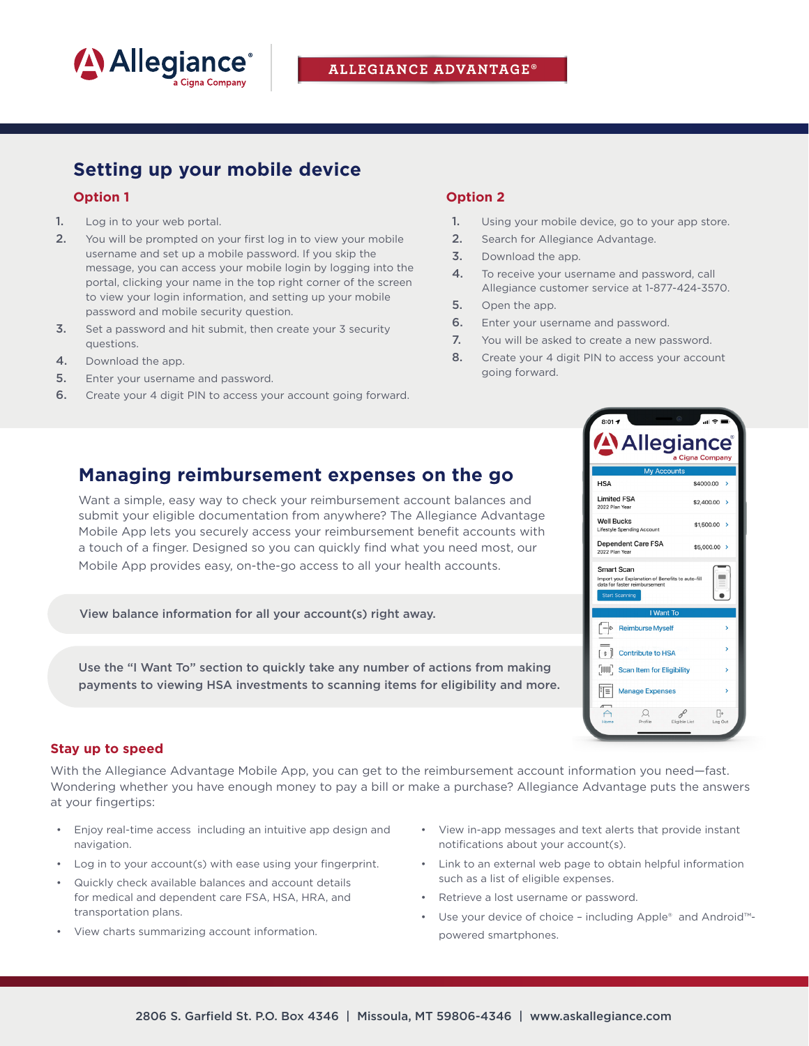Allegiance
a Cigna Company

ALLEGIANCE ADVANTAGE®

## Setting up your mobile device

### Option 1

1. Log in to your web portal.
2. You will be prompted on your first log in to view your mobile username and set up a mobile password. If you skip the message, you can access your mobile login by logging into the portal, clicking your name in the top right corner of the screen to view your login information, and setting up your mobile password and mobile security question.
3. Set a password and hit submit, then create your 3 security questions.
4. Download the app.
5. Enter your username and password.
6. Create your 4 digit PIN to access your account going forward.

### Option 2

1. Using your mobile device, go to your app store.
2. Search for Allegiance Advantage.
3. Download the app.
4. To receive your username and password, call Allegiance customer service at 1-877-424-3570.
5. Open the app.
6. Enter your username and password.
7. You will be asked to create a new password.
8. Create your 4 digit PIN to access your account going forward.

## Managing reimbursement expenses on the go

Want a simple, easy way to check your reimbursement account balances and submit your eligible documentation from anywhere? The Allegiance Advantage Mobile App lets you securely access your reimbursement benefit accounts with a touch of a finger. Designed so you can quickly find what you need most, our Mobile App provides easy, on-the-go access to all your health accounts.

**View balance information for all your account(s) right away.**

**Use the "I Want To" section to quickly take any number of actions from making payments to viewing HSA investments to scanning items for eligibility and more.**

### Stay up to speed

With the Allegiance Advantage Mobile App, you can get to the reimbursement account information you need—fast. Wondering whether you have enough money to pay a bill or make a purchase? Allegiance Advantage puts the answers at your fingertips:

- Enjoy real-time access including an intuitive app design and navigation.
- Log in to your account(s) with ease using your fingerprint.
- Quickly check available balances and account details for medical and dependent care FSA, HSA, HRA, and transportation plans.
- View charts summarizing account information.
- View in-app messages and text alerts that provide instant notifications about your account(s).
- Link to an external web page to obtain helpful information such as a list of eligible expenses.
- Retrieve a lost username or password.
- Use your device of choice – including Apple® and Android™-powered smartphones.

2806 S. Garfield St. P.O. Box 4346 | Missoula, MT 59806-4346 | www.askallegiance.com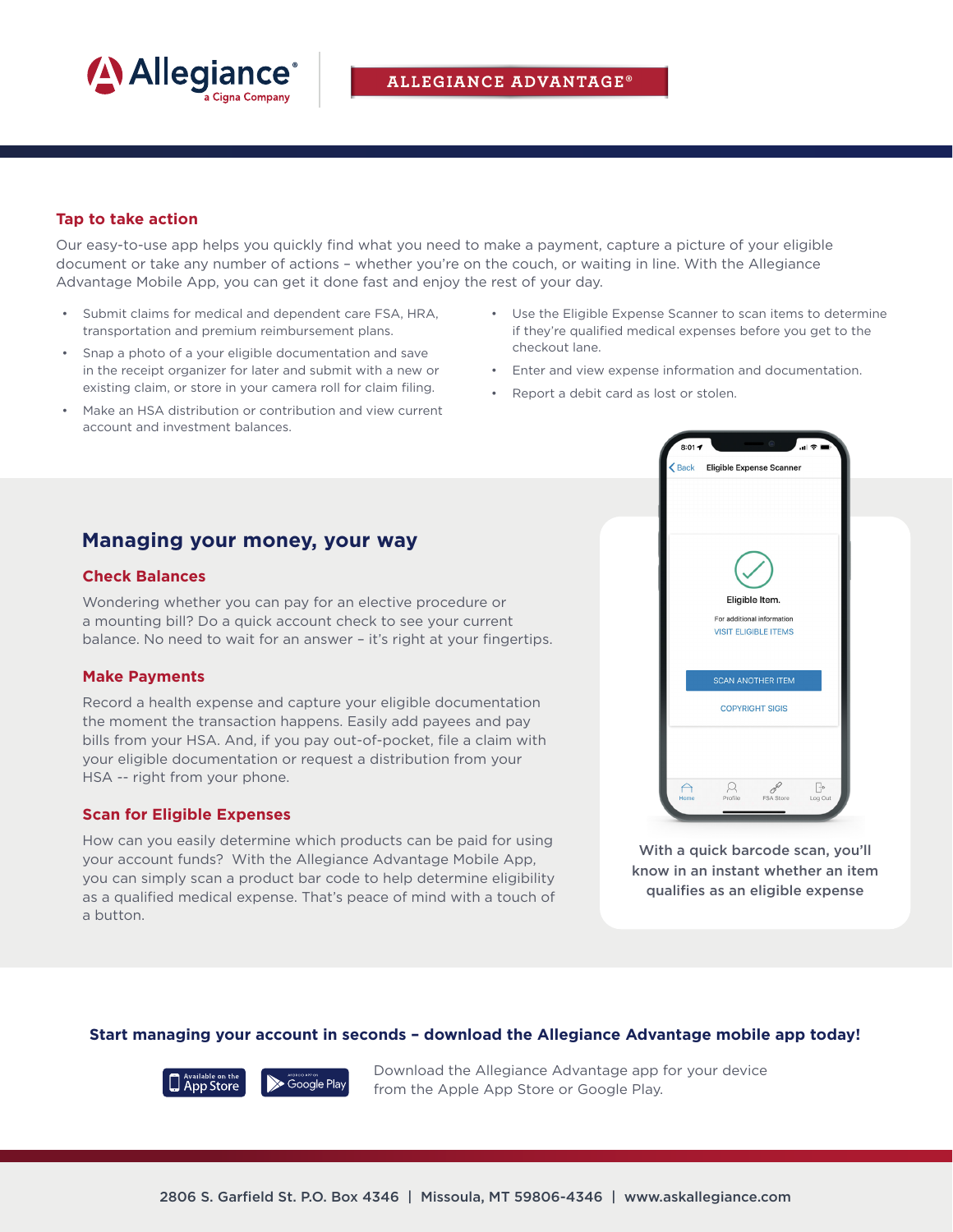Allegiance a Cigna Company

ALLEGIANCE ADVANTAGE®

## Tap to take action

Our easy-to-use app helps you quickly find what you need to make a payment, capture a picture of your eligible document or take any number of actions – whether you're on the couch, or waiting in line. With the Allegiance Advantage Mobile App, you can get it done fast and enjoy the rest of your day.

- Submit claims for medical and dependent care FSA, HRA, transportation and premium reimbursement plans.
- Snap a photo of a your eligible documentation and save in the receipt organizer for later and submit with a new or existing claim, or store in your camera roll for claim filing.
- Make an HSA distribution or contribution and view current account and investment balances.
- Use the Eligible Expense Scanner to scan items to determine if they're qualified medical expenses before you get to the checkout lane.
- Enter and view expense information and documentation.
- Report a debit card as lost or stolen.

## Managing your money, your way

### Check Balances

Wondering whether you can pay for an elective procedure or a mounting bill? Do a quick account check to see your current balance. No need to wait for an answer – it's right at your fingertips.

### Make Payments

Record a health expense and capture your eligible documentation the moment the transaction happens. Easily add payees and pay bills from your HSA. And, if you pay out-of-pocket, file a claim with your eligible documentation or request a distribution from your HSA -- right from your phone.

### Scan for Eligible Expenses

How can you easily determine which products can be paid for using your account funds? With the Allegiance Advantage Mobile App, you can simply scan a product bar code to help determine eligibility as a qualified medical expense. That's peace of mind with a touch of a button.

With a quick barcode scan, you'll know in an instant whether an item qualifies as an eligible expense

**Start managing your account in seconds – download the Allegiance Advantage mobile app today!**

Download the Allegiance Advantage app for your device from the Apple App Store or Google Play.

2806 S. Garfield St. P.O. Box 4346 | Missoula, MT 59806-4346 | www.askallegiance.com